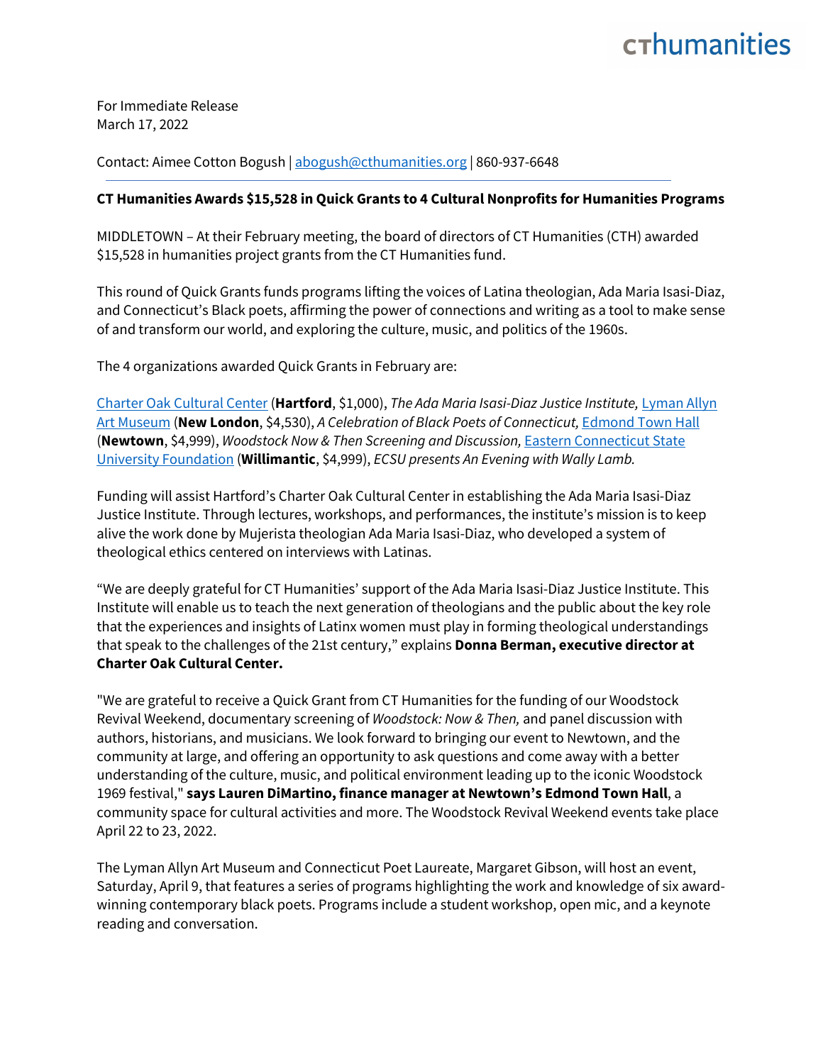For Immediate Release
March 17, 2022

Contact: Aimee Cotton Bogush | abogush@cthumanities.org | 860-937-6648

---

**CT Humanities Awards $15,528 in Quick Grants to 4 Cultural Nonprofits for Humanities Programs**

MIDDLETOWN – At their February meeting, the board of directors of CT Humanities (CTH) awarded $15,528 in humanities project grants from the CT Humanities fund.

This round of Quick Grants funds programs lifting the voices of Latina theologian, Ada Maria Isasi-Diaz, and Connecticut's Black poets, affirming the power of connections and writing as a tool to make sense of and transform our world, and exploring the culture, music, and politics of the 1960s.

The 4 organizations awarded Quick Grants in February are:

Charter Oak Cultural Center (**Hartford**, $1,000), *The Ada Maria Isasi-Diaz Justice Institute,* Lyman Allyn Art Museum (**New London**, $4,530), *A Celebration of Black Poets of Connecticut,* Edmond Town Hall (**Newtown**, $4,999), *Woodstock Now & Then Screening and Discussion,* Eastern Connecticut State University Foundation (**Willimantic**, $4,999), *ECSU presents An Evening with Wally Lamb.*

Funding will assist Hartford's Charter Oak Cultural Center in establishing the Ada Maria Isasi-Diaz Justice Institute. Through lectures, workshops, and performances, the institute's mission is to keep alive the work done by Mujerista theologian Ada Maria Isasi-Diaz, who developed a system of theological ethics centered on interviews with Latinas.

"We are deeply grateful for CT Humanities' support of the Ada Maria Isasi-Diaz Justice Institute. This Institute will enable us to teach the next generation of theologians and the public about the key role that the experiences and insights of Latinx women must play in forming theological understandings that speak to the challenges of the 21st century," explains **Donna Berman, executive director at Charter Oak Cultural Center.**

"We are grateful to receive a Quick Grant from CT Humanities for the funding of our Woodstock Revival Weekend, documentary screening of *Woodstock: Now & Then,* and panel discussion with authors, historians, and musicians. We look forward to bringing our event to Newtown, and the community at large, and offering an opportunity to ask questions and come away with a better understanding of the culture, music, and political environment leading up to the iconic Woodstock 1969 festival," **says Lauren DiMartino, finance manager at Newtown's Edmond Town Hall**, a community space for cultural activities and more. The Woodstock Revival Weekend events take place April 22 to 23, 2022.

The Lyman Allyn Art Museum and Connecticut Poet Laureate, Margaret Gibson, will host an event, Saturday, April 9, that features a series of programs highlighting the work and knowledge of six award-winning contemporary black poets. Programs include a student workshop, open mic, and a keynote reading and conversation.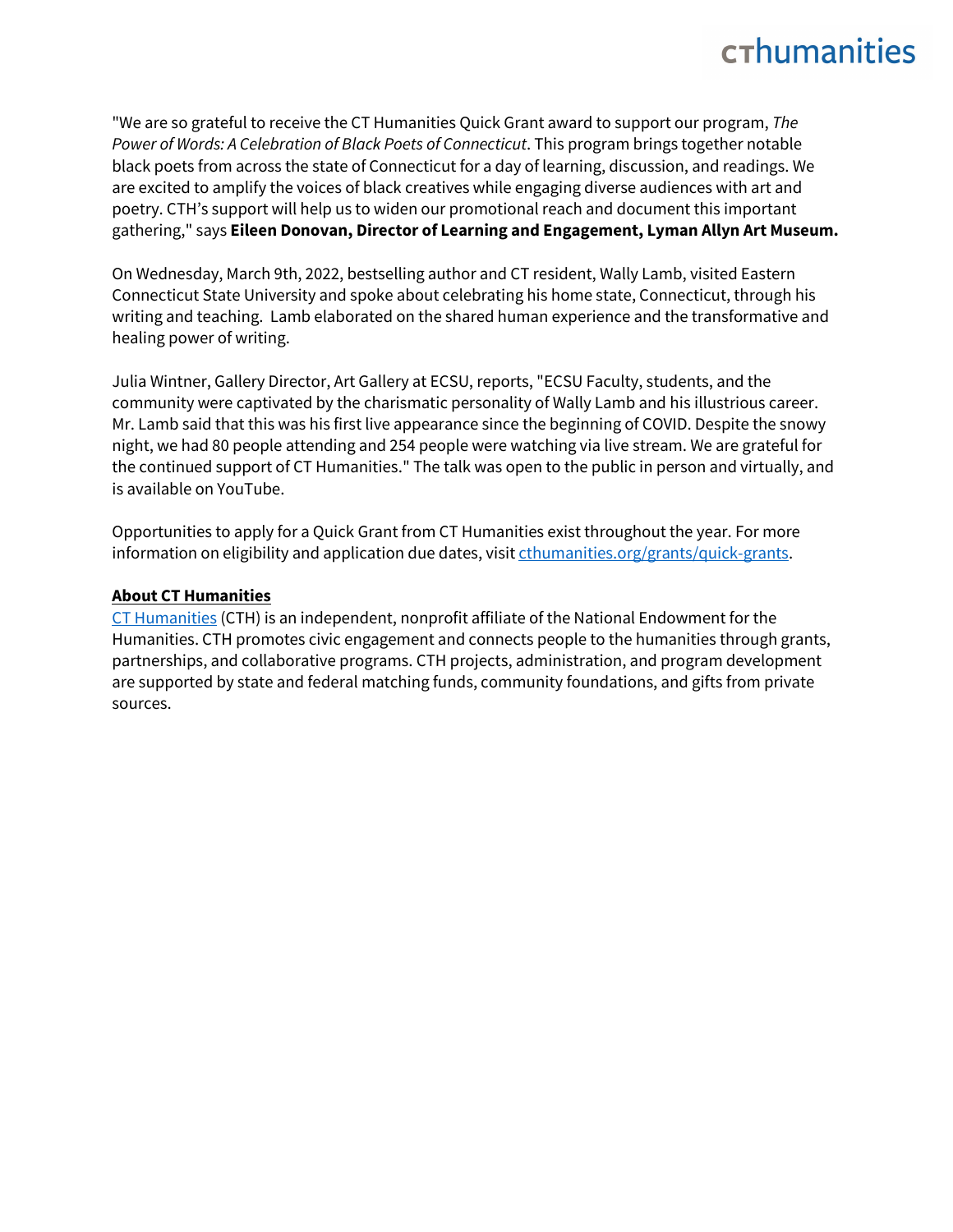"We are so grateful to receive the CT Humanities Quick Grant award to support our program, *The Power of Words: A Celebration of Black Poets of Connecticut*. This program brings together notable black poets from across the state of Connecticut for a day of learning, discussion, and readings. We are excited to amplify the voices of black creatives while engaging diverse audiences with art and poetry. CTH's support will help us to widen our promotional reach and document this important gathering," says **Eileen Donovan, Director of Learning and Engagement, Lyman Allyn Art Museum.**

On Wednesday, March 9th, 2022, bestselling author and CT resident, Wally Lamb, visited Eastern Connecticut State University and spoke about celebrating his home state, Connecticut, through his writing and teaching. Lamb elaborated on the shared human experience and the transformative and healing power of writing.

Julia Wintner, Gallery Director, Art Gallery at ECSU, reports, "ECSU Faculty, students, and the community were captivated by the charismatic personality of Wally Lamb and his illustrious career. Mr. Lamb said that this was his first live appearance since the beginning of COVID. Despite the snowy night, we had 80 people attending and 254 people were watching via live stream. We are grateful for the continued support of CT Humanities." The talk was open to the public in person and virtually, and is available on YouTube.

Opportunities to apply for a Quick Grant from CT Humanities exist throughout the year. For more information on eligibility and application due dates, visit [cthumanities.org/grants/quick-grants](cthumanities.org/grants/quick-grants).

**About CT Humanities**

[CT Humanities](CT Humanities) (CTH) is an independent, nonprofit affiliate of the National Endowment for the Humanities. CTH promotes civic engagement and connects people to the humanities through grants, partnerships, and collaborative programs. CTH projects, administration, and program development are supported by state and federal matching funds, community foundations, and gifts from private sources.